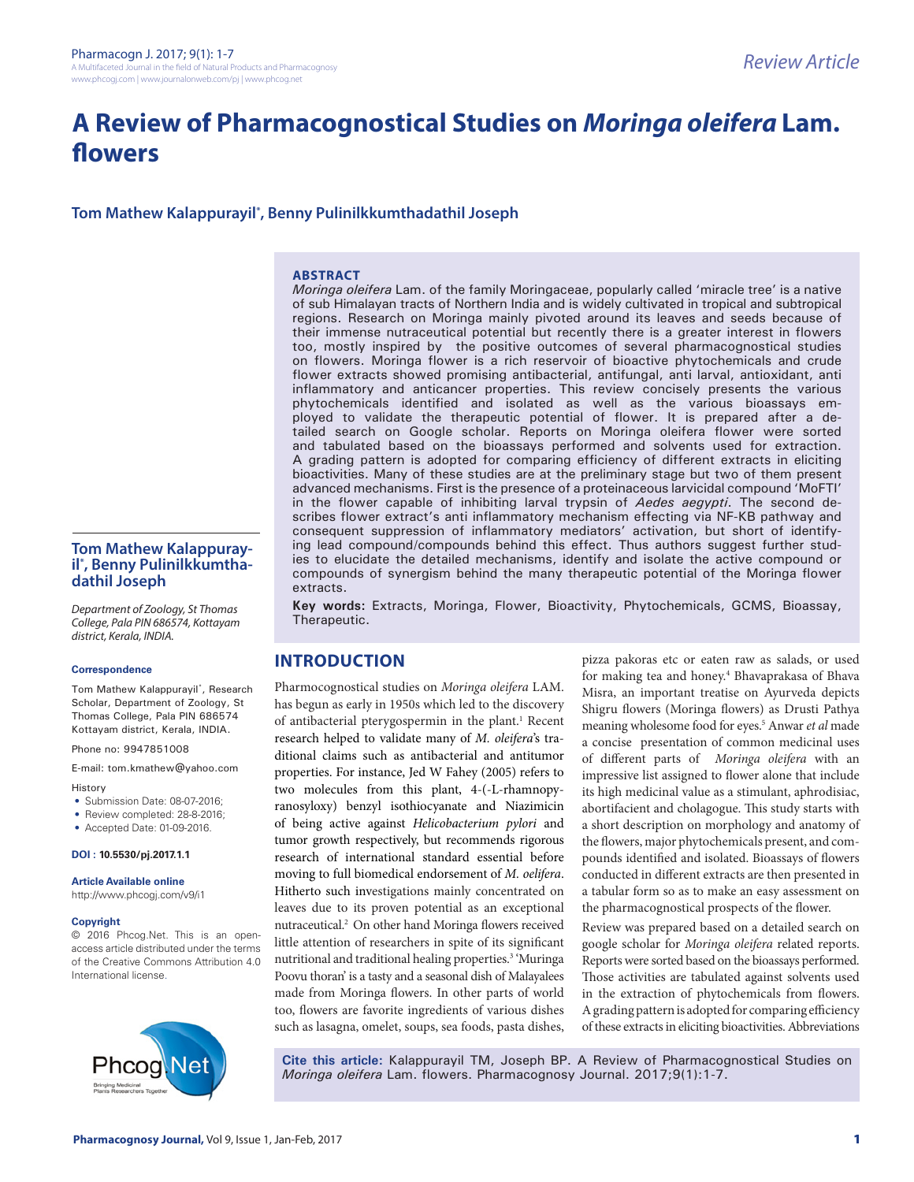Review Article

# A Review of Pharmacognostical Studies on *Moringa oleifera* Lam. flowers

**Tom Mathew Kalappurayil*, Benny Pulinilkkumthadathil Joseph**

## ABSTRACT

*Moringa oleifera* Lam. of the family Moringaceae, popularly called 'miracle tree' is a native of sub Himalayan tracts of Northern India and is widely cultivated in tropical and subtropical regions. Research on Moringa mainly pivoted around its leaves and seeds because of their immense nutraceutical potential but recently there is a greater interest in flowers too, mostly inspired by the positive outcomes of several pharmacognostical studies on flowers. Moringa flower is a rich reservoir of bioactive phytochemicals and crude flower extracts showed promising antibacterial, antifungal, anti larval, antioxidant, anti inflammatory and anticancer properties. This review concisely presents the various phytochemicals identified and isolated as well as the various bioassays employed to validate the therapeutic potential of flower. It is prepared after a detailed search on Google scholar. Reports on Moringa oleifera flower were sorted and tabulated based on the bioassays performed and solvents used for extraction. A grading pattern is adopted for comparing efficiency of different extracts in eliciting bioactivities. Many of these studies are at the preliminary stage but two of them present advanced mechanisms. First is the presence of a proteinaceous larvicidal compound 'MoFTI' in the flower capable of inhibiting larval trypsin of *Aedes aegypti*. The second describes flower extract's anti inflammatory mechanism effecting via NF-KB pathway and consequent suppression of inflammatory mediators' activation, but short of identifying lead compound/compounds behind this effect. Thus authors suggest further studies to elucidate the detailed mechanisms, identify and isolate the active compound or compounds of synergism behind the many therapeutic potential of the Moringa flower extracts.

**Key words:** Extracts, Moringa, Flower, Bioactivity, Phytochemicals, GCMS, Bioassay, Therapeutic.

**Tom Mathew Kalappurayil*, Benny Pulinilkkumthadathil Joseph**

*Department of Zoology, St Thomas College, Pala PIN 686574, Kottayam district, Kerala, INDIA.*

**Correspondence**

Tom Mathew Kalappurayil*, Research Scholar, Department of Zoology, St Thomas College, Pala PIN 686574 Kottayam district, Kerala, INDIA.

Phone no: 9947851008

E-mail: tom.kmathew@yahoo.com

History

- Submission Date: 08-07-2016;
- Review completed: 28-8-2016;
- Accepted Date: 01-09-2016.

**DOI : 10.5530/pj.2017.1.1**

**Article Available online**

http://www.phcogj.com/v9/i1

**Copyright**

© 2016 Phcog.Net. This is an open-access article distributed under the terms of the Creative Commons Attribution 4.0 International license.

## INTRODUCTION

Pharmocognostical studies on *Moringa oleifera* LAM. has begun as early in 1950s which led to the discovery of antibacterial pterygospermin in the plant.[1] Recent research helped to validate many of *M. oleifera*'s traditional claims such as antibacterial and antitumor properties. For instance, Jed W Fahey (2005) refers to two molecules from this plant, 4-(-L-rhamnopyranosyloxy) benzyl isothiocyanate and Niazimicin of being active against *Helicobacterium pylori* and tumor growth respectively, but recommends rigorous research of international standard essential before moving to full biomedical endorsement of *M. oelifera*. Hitherto such investigations mainly concentrated on leaves due to its proven potential as an exceptional nutraceutical.[2] On other hand Moringa flowers received little attention of researchers in spite of its significant nutritional and traditional healing properties.[3] 'Muringa Poovu thoran' is a tasty and a seasonal dish of Malayalees made from Moringa flowers. In other parts of world too, flowers are favorite ingredients of various dishes such as lasagna, omelet, soups, sea foods, pasta dishes, pizza pakoras etc or eaten raw as salads, or used for making tea and honey.[4] Bhavaprakasa of Bhava Misra, an important treatise on Ayurveda depicts Shigru flowers (Moringa flowers) as Drusti Pathya meaning wholesome food for eyes.[5] Anwar *et al* made a concise presentation of common medicinal uses of different parts of *Moringa oleifera* with an impressive list assigned to flower alone that include its high medicinal value as a stimulant, aphrodisiac, abortifacient and cholagogue. This study starts with a short description on morphology and anatomy of the flowers, major phytochemicals present, and compounds identified and isolated. Bioassays of flowers conducted in different extracts are then presented in a tabular form so as to make an easy assessment on the pharmacognostical prospects of the flower.

Review was prepared based on a detailed search on google scholar for *Moringa oleifera* related reports. Reports were sorted based on the bioassays performed. Those activities are tabulated against solvents used in the extraction of phytochemicals from flowers. A grading pattern is adopted for comparing efficiency of these extracts in eliciting bioactivities. Abbreviations

**Cite this article:** Kalappurayil TM, Joseph BP. A Review of Pharmacognostical Studies on *Moringa oleifera* Lam. flowers. Pharmacognosy Journal. 2017;9(1):1-7.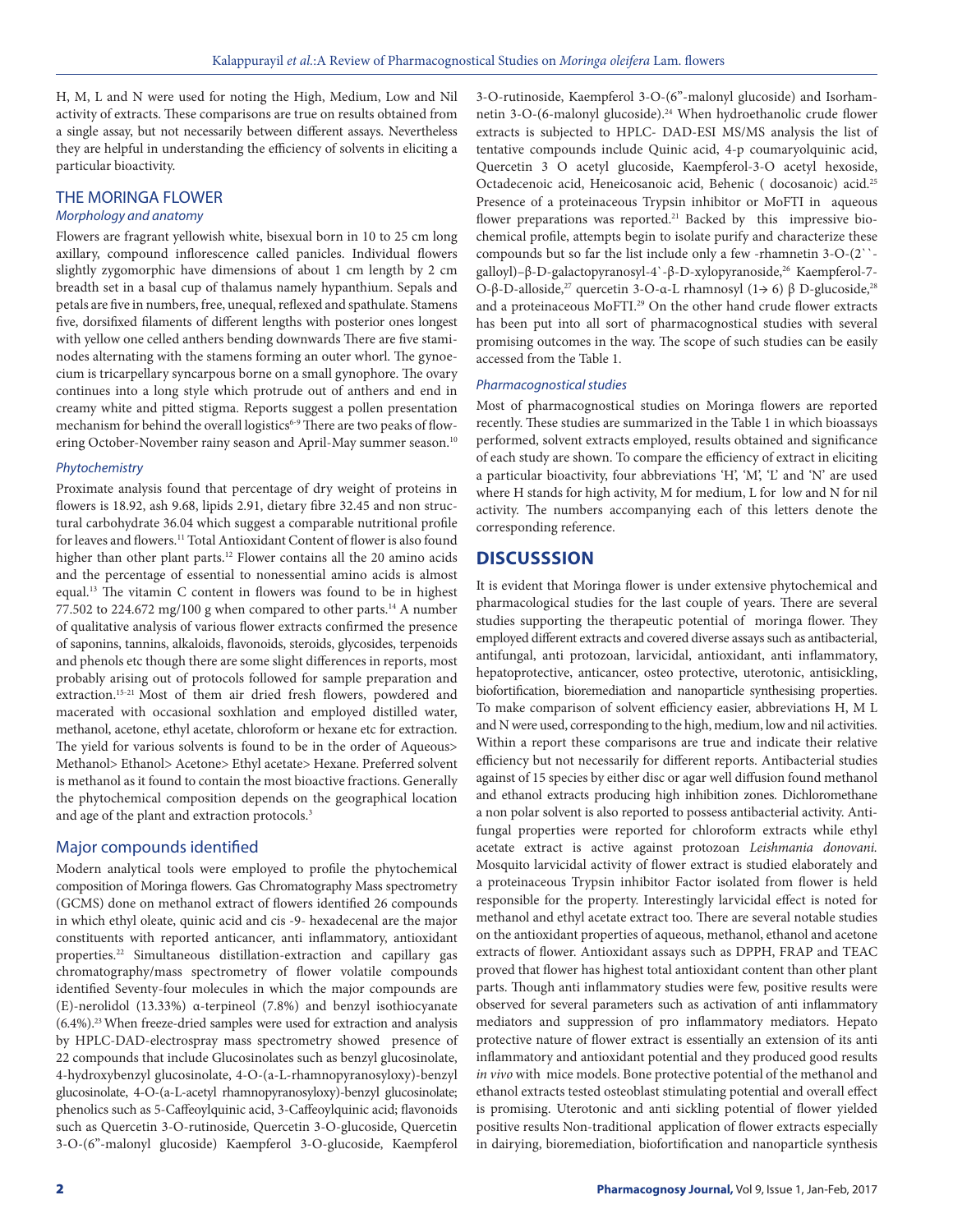H, M, L and N were used for noting the High, Medium, Low and Nil activity of extracts. These comparisons are true on results obtained from a single assay, but not necessarily between different assays. Nevertheless they are helpful in understanding the efficiency of solvents in eliciting a particular bioactivity.

## THE MORINGA FLOWER

### *Morphology and anatomy*

Flowers are fragrant yellowish white, bisexual born in 10 to 25 cm long axillary, compound inflorescence called panicles. Individual flowers slightly zygomorphic have dimensions of about 1 cm length by 2 cm breadth set in a basal cup of thalamus namely hypanthium. Sepals and petals are five in numbers, free, unequal, reflexed and spathulate. Stamens five, dorsifixed filaments of different lengths with posterior ones longest with yellow one celled anthers bending downwards There are five staminodes alternating with the stamens forming an outer whorl. The gynoecium is tricarpellary syncarpous borne on a small gynophore. The ovary continues into a long style which protrude out of anthers and end in creamy white and pitted stigma. Reports suggest a pollen presentation mechanism for behind the overall logistics[6-9] There are two peaks of flowering October-November rainy season and April-May summer season.[10]

### *Phytochemistry*

Proximate analysis found that percentage of dry weight of proteins in flowers is 18.92, ash 9.68, lipids 2.91, dietary fibre 32.45 and non structural carbohydrate 36.04 which suggest a comparable nutritional profile for leaves and flowers.[11] Total Antioxidant Content of flower is also found higher than other plant parts.[12] Flower contains all the 20 amino acids and the percentage of essential to nonessential amino acids is almost equal.[13] The vitamin C content in flowers was found to be in highest 77.502 to 224.672 mg/100 g when compared to other parts.[14] A number of qualitative analysis of various flower extracts confirmed the presence of saponins, tannins, alkaloids, flavonoids, steroids, glycosides, terpenoids and phenols etc though there are some slight differences in reports, most probably arising out of protocols followed for sample preparation and extraction.[15-21] Most of them air dried fresh flowers, powdered and macerated with occasional soxhlation and employed distilled water, methanol, acetone, ethyl acetate, chloroform or hexane etc for extraction. The yield for various solvents is found to be in the order of Aqueous> Methanol> Ethanol> Acetone> Ethyl acetate> Hexane. Preferred solvent is methanol as it found to contain the most bioactive fractions. Generally the phytochemical composition depends on the geographical location and age of the plant and extraction protocols.[3]

## Major compounds identified

Modern analytical tools were employed to profile the phytochemical composition of Moringa flowers. Gas Chromatography Mass spectrometry (GCMS) done on methanol extract of flowers identified 26 compounds in which ethyl oleate, quinic acid and cis -9- hexadecenal are the major constituents with reported anticancer, anti inflammatory, antioxidant properties.[22] Simultaneous distillation-extraction and capillary gas chromatography/mass spectrometry of flower volatile compounds identified Seventy-four molecules in which the major compounds are (E)-nerolidol (13.33%) α-terpineol (7.8%) and benzyl isothiocyanate (6.4%).[23] When freeze-dried samples were used for extraction and analysis by HPLC-DAD-electrospray mass spectrometry showed presence of 22 compounds that include Glucosinolates such as benzyl glucosinolate, 4-hydroxybenzyl glucosinolate, 4-O-(a-L-rhamnopyranosyloxy)-benzyl glucosinolate, 4-O-(a-L-acetyl rhamnopyranosyloxy)-benzyl glucosinolate; phenolics such as 5-Caffeoylquinic acid, 3-Caffeoylquinic acid; flavonoids such as Quercetin 3-O-rutinoside, Quercetin 3-O-glucoside, Quercetin 3-O-(6"-malonyl glucoside) Kaempferol 3-O-glucoside, Kaempferol 3-O-rutinoside, Kaempferol 3-O-(6"-malonyl glucoside) and Isorhamnetin 3-O-(6-malonyl glucoside).[24] When hydroethanolic crude flower extracts is subjected to HPLC- DAD-ESI MS/MS analysis the list of tentative compounds include Quinic acid, 4-p coumaryolquinic acid, Quercetin 3 O acetyl glucoside, Kaempferol-3-O acetyl hexoside, Octadecenoic acid, Heneicosanoic acid, Behenic ( docosanoic) acid.[25] Presence of a proteinaceous Trypsin inhibitor or MoFTI in aqueous flower preparations was reported.[21] Backed by this impressive biochemical profile, attempts begin to isolate purify and characterize these compounds but so far the list include only a few -rhamnetin 3-O-(2``-galloyl)–β-D-galactopyranosyl-4`-β-D-xylopyranoside,[26] Kaempferol-7-O-β-D-alloside,[27] quercetin 3-O-α-L rhamnosyl (1→ 6) β D-glucoside,[28] and a proteinaceous MoFTI.[29] On the other hand crude flower extracts has been put into all sort of pharmacognostical studies with several promising outcomes in the way. The scope of such studies can be easily accessed from the Table 1.

### *Pharmacognostical studies*

Most of pharmacognostical studies on Moringa flowers are reported recently. These studies are summarized in the Table 1 in which bioassays performed, solvent extracts employed, results obtained and significance of each study are shown. To compare the efficiency of extract in eliciting a particular bioactivity, four abbreviations 'H', 'M', 'L' and 'N' are used where H stands for high activity, M for medium, L for low and N for nil activity. The numbers accompanying each of this letters denote the corresponding reference.

## DISCUSSSION

It is evident that Moringa flower is under extensive phytochemical and pharmacological studies for the last couple of years. There are several studies supporting the therapeutic potential of moringa flower. They employed different extracts and covered diverse assays such as antibacterial, antifungal, anti protozoan, larvicidal, antioxidant, anti inflammatory, hepatoprotective, anticancer, osteo protective, uterotonic, antisickling, biofortification, bioremediation and nanoparticle synthesising properties. To make comparison of solvent efficiency easier, abbreviations H, M L and N were used, corresponding to the high, medium, low and nil activities. Within a report these comparisons are true and indicate their relative efficiency but not necessarily for different reports. Antibacterial studies against of 15 species by either disc or agar well diffusion found methanol and ethanol extracts producing high inhibition zones. Dichloromethane a non polar solvent is also reported to possess antibacterial activity. Antifungal properties were reported for chloroform extracts while ethyl acetate extract is active against protozoan *Leishmania donovani.* Mosquito larvicidal activity of flower extract is studied elaborately and a proteinaceous Trypsin inhibitor Factor isolated from flower is held responsible for the property. Interestingly larvicidal effect is noted for methanol and ethyl acetate extract too. There are several notable studies on the antioxidant properties of aqueous, methanol, ethanol and acetone extracts of flower. Antioxidant assays such as DPPH, FRAP and TEAC proved that flower has highest total antioxidant content than other plant parts. Though anti inflammatory studies were few, positive results were observed for several parameters such as activation of anti inflammatory mediators and suppression of pro inflammatory mediators. Hepato protective nature of flower extract is essentially an extension of its anti inflammatory and antioxidant potential and they produced good results *in vivo* with mice models. Bone protective potential of the methanol and ethanol extracts tested osteoblast stimulating potential and overall effect is promising. Uterotonic and anti sickling potential of flower yielded positive results Non-traditional application of flower extracts especially in dairying, bioremediation, biofortification and nanoparticle synthesis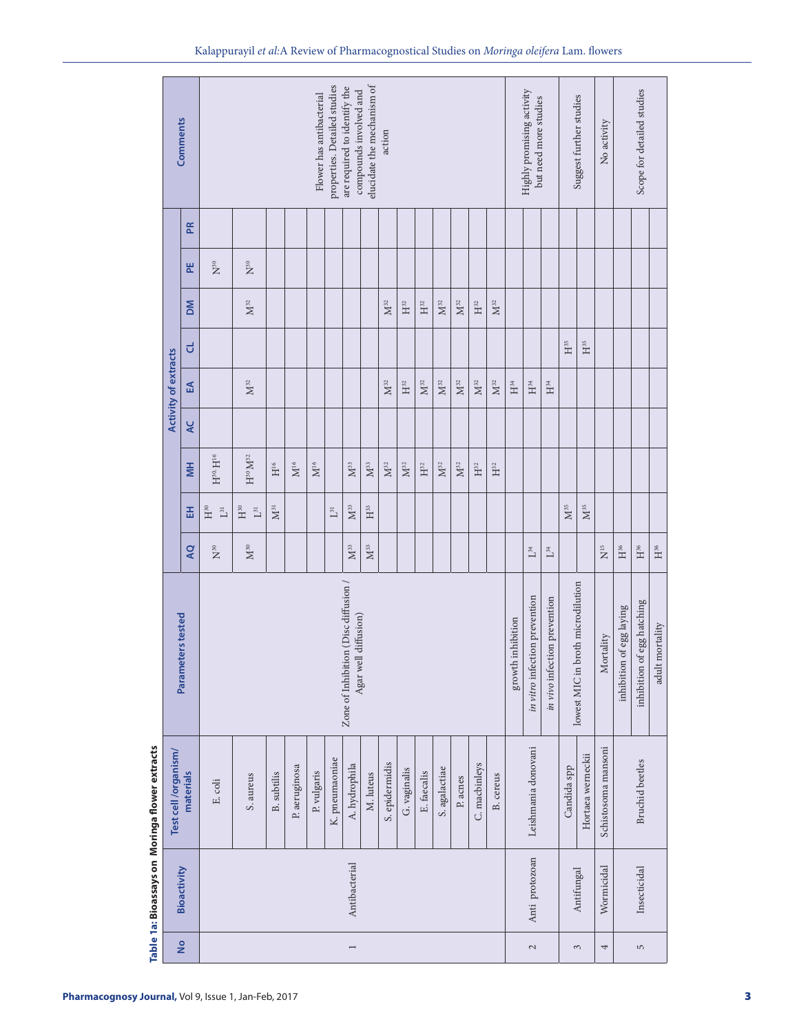**Table 1a: Bioassays on Moringa flower extracts**

| No | Bioactivity | Test cell /organism/ materials | Parameters tested | Activity of extracts | | | | | | | | | Comments |
|---|---|---|---|---|---|---|---|---|---|---|---|---|---|
| | | | | AQ | EH | MH | AC | EA | CL | DM | PE | PR | |
| 1 | Antibacterial | E. coli | Zone of Inhibition (Disc diffusion / Agar well diffusion) | N[30] | H[30] L[31] | H[30] H[16] | | | | | N[30] | | Flower has antibacterial properties. Detailed studies are required to identify the compounds involved and elucidate the mechanism of action |
| | | S. aureus | | M[30] | H[30] L[31] | H[30] M[32] | | M[32] | | M[32] | N[30] | | |
| | | B. subtilis | | | M[31] | H[16] | | | | | | | |
| | | P. aeruginosa | | | | M[16] | | | | | | | |
| | | P. vulgaris | | | | M[16] | | | | | | | |
| | | K. pneumaoniae | | | L[31] | | | | | | | | |
| | | A. hydrophila | | M[33] | M[33] | M[33] | | | | | | | |
| | | M. luteus | | M[33] | H[33] | M[33] | | | | | | | |
| | | S. epidermidis | | | | M[32] | | M[32] | | M[32] | | | |
| | | G. vaginalis | | | | M[32] | | H[32] | | H[32] | | | |
| | | E. faecalis | | | | H[32] | | M[32] | | H[32] | | | |
| | | S. agalactiae | | | | M[32] | | M[32] | | M[32] | | | |
| | | P. acnes | | | | M[32] | | M[32] | | M[32] | | | |
| | | C. macbinleys | | | | H[32] | | M[32] | | H[32] | | | |
| | | B. cereus | | | | H[32] | | M[32] | | M[32] | | | |
| 2 | Anti protozoan | Leishmania donovani | growth inhibition | | | | | H[34] | | | | | Highly promising activity but need more studies |
| | | | *in vitro* infection prevention | L[34] | | | | H[34] | | | | | |
| | | | *in vivo* infection prevention | L[34] | | | | H[34] | | | | | |
| 3 | Antifungal | Candida spp | lowest MIC in broth microdilution | | M[35] | | | | H[35] | | | | Suggest further studies |
| | | Hortaea werneckii | | | M[35] | | | | H[35] | | | | |
| 4 | Wormicidal | Schistosoma mansoni | Mortality | N[15] | | | | | | | | | No activity |
| 5 | Insecticidal | Bruchid beetles | inhibition of egg laying | H[36] | | | | | | | | | Scope for detailed studies |
| | | | inhibition of egg hatching | H[36] | | | | | | | | | |
| | | | adult mortality | H[36] | | | | | | | | | |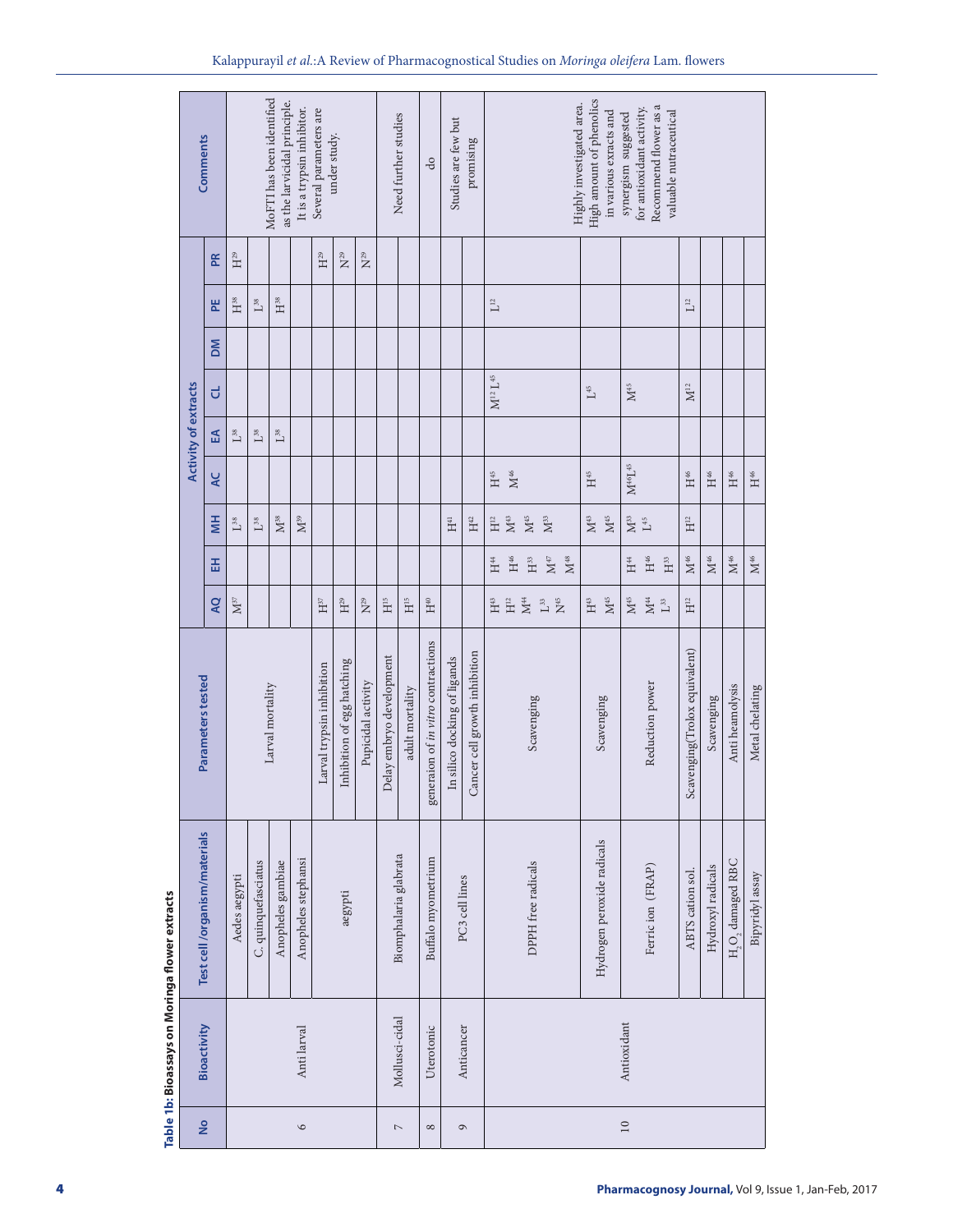**Table 1b: Bioassays on Moringa flower extracts**

| No | Bioactivity | Test cell /organism/materials | Parameters tested | Activity of extracts | | | | | | | | Comments |
|---|---|---|---|---|---|---|---|---|---|---|---|---|
| | | | | AQ | EH | MH | AC | EA | CL | DM | PE | PR | |
| 6 | Anti larval | Aedes aegypti | Larval mortality | M[57] | | L[38] | | L[38] | | | H[38] | H[29] | MoFTI has been identified as the larvicidal principle. It is a trypsin inhibitor. Several parameters are under study. |
| | | C. quinquefasciatus | | | | L[38] | | L[38] | | | L[38] | | |
| | | Anopheles gambiae | | | | M[38] | | L[38] | | | H[38] | | |
| | | Anopheles stephansi | | | | M[39] | | | | | | | |
| | | aegypti | Larval trypsin inhibition | H[37] | | | | | | | | H[29] | |
| | | | Inhibition of egg hatching | H[29] | | | | | | | | N[29] | |
| | | | Pupicidal activity | N[29] | | | | | | | | N[29] | |
| 7 | Mollusci-cidal | Biomphalaria glabrata | Delay embryo development | H[15] | | | | | | | | | Need further studies |
| | | | adult mortality | H[15] | | | | | | | | | |
| 8 | Uterotonic | Buffalo myometrium | generaion of *in vitro* contractions | H[40] | | | | | | | | | do |
| 9 | Anticancer | PC3 cell lines | In silico docking of ligands | | | H[41] | | | | | | | Studies are few but promising |
| | | | Cancer cell growth inhibition | | | H[42] | | | | | | | |
| 10 | Antioxidant | DPPH free radicals | Scavenging | H[43] H[12] M[44] L[33] N[45] | H[44] H[46] H[33] M[47] M[48] | H[12] M[43] M[45] M[33] | H[45] M[46] | | M[12] L[45] | | L[12] | | Highly investigated area. High amount of phenolics in various extracts and synergism suggested for antioxidant activity. Recommend flower as a valuable nutraceutical |
| | | Hydrogen peroxide radicals | Scavenging | H[43] M[45] | | M[43] M[45] | H[45] | | L[45] | | | | |
| | | Ferric ion (FRAP) | Reduction power | M[45] M[44] L[33] | H[44] H[46] H[33] | M[33] L[45] | M[46]L[45] | | M[45] | | | | |
| | | ABTS cation sol. | Scavenging(Trolox equivalent) | H[12] | M[46] | H[12] | H[46] | | M[12] | | L[12] | | |
| | | Hydroxyl radicals | Scavenging | | M[46] | | H[46] | | | | | | |
| | | $H_2O_2$ damaged RBC | Anti heamolysis | | M[46] | | H[46] | | | | | | |
| | | Bipyridyl assay | Metal chelating | | M[46] | | H[46] | | | | | | |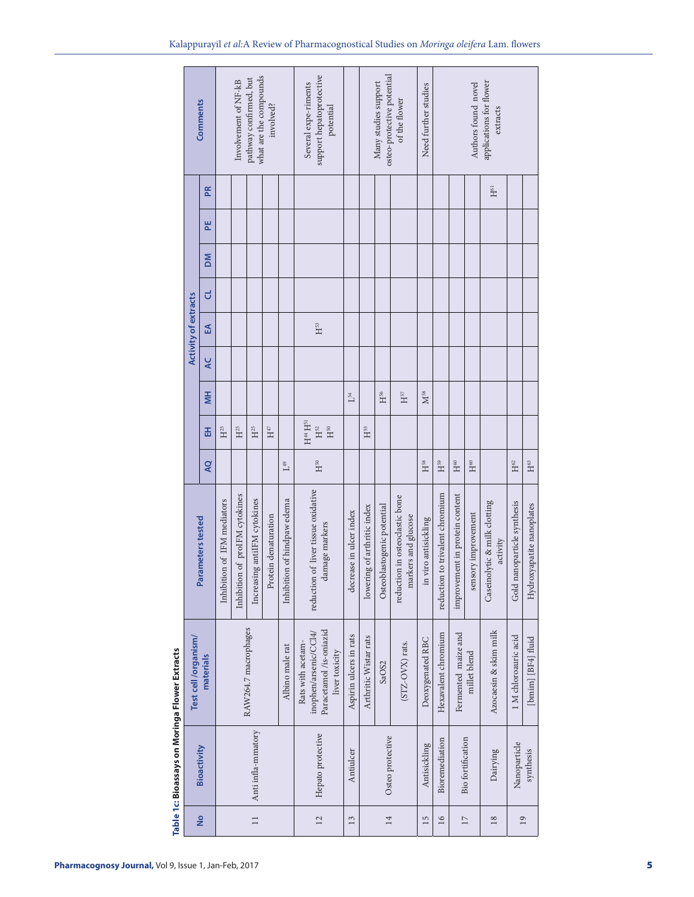**Table 1c: Bioassays on Moringa Flower Extracts**

| No | Bioactivity | Test cell /organism/ materials | Parameters tested | Activity of extracts | | | | | | | | Comments |
|---|---|---|---|---|---|---|---|---|---|---|---|---|
| | | | | AQ | EH | MH | AC | EA | CL | DM | PE | PR | |
| 11 | Anti infla-mmatory | RAW264.7 macrophages | Inhibition of IFM mediators | | H[25] | | | | | | | | Involvement of NF-kB pathway confirmed, but what are the compounds involved? |
| | | | Inhibition of proIFM cytokines | | H[25] | | | | | | | | |
| | | | Increasing antiIFM cytokines | | H[25] | | | | | | | | |
| | | | Protein denaturation | | H[47] | | | | | | | | |
| | | Albino male rat | Inhibition of hindpaw edema | L[49] | | | | | | | | | |
| 12 | Hepato protective | Rats with acetam-inophen/arsenic/CCl4/ Paracetamol /is-oniazid liver toxicity | reduction of liver tissue oxidative damage markers | H[50] | H[44] H[51] H[52] H[50] | | | H[53] | | | | | Several expe-riments support hepatoprotective potential |
| 13 | Antiulcer | Aspirin ulcers in rats | decrease in ulcer index | | | L[54] | | | | | | | |
| 14 | Osteo protective | Arthritic Wistar rats | lowering of arthritic index | | H[55] | | | | | | | | Many studies support osteo-protective potential of the flower |
| | | SaOS2 | Osteoblastogenic potential | | | H[56] | | | | | | | |
| | | (STZ-OVX) rats. | reduction in osteoclastic bone markers and glucose | | | H[57] | | | | | | | |
| 15 | Antisickling | Deoxygenated RBC | in vitro antisickling | H[58] | | M[58] | | | | | | | Need further studies |
| 16 | Bioremediation | Hexavalent chromium | reduction to trivalent chromium | H[59] | | | | | | | | | Authors found novel applications for flower extracts |
| 17 | Bio fortification | Fermented maize and millet blend | improvement in protein content | H[60] | | | | | | | | | |
| | | | sensory improvement | H[60] | | | | | | | | | |
| 18 | Dairying | Azocaesin & skim milk | Caseinolytic & milk clotting activity | | | | | | | | | H[61] | |
| 19 | Nanoparticle synthesis | 1 M chloroauric acid | Gold nanoparticle synthesis | H[62] | | | | | | | | | |
| | | [bmim] [BF4] fluid | Hydroxyapatite nanoplates | H[63] | | | | | | | | | |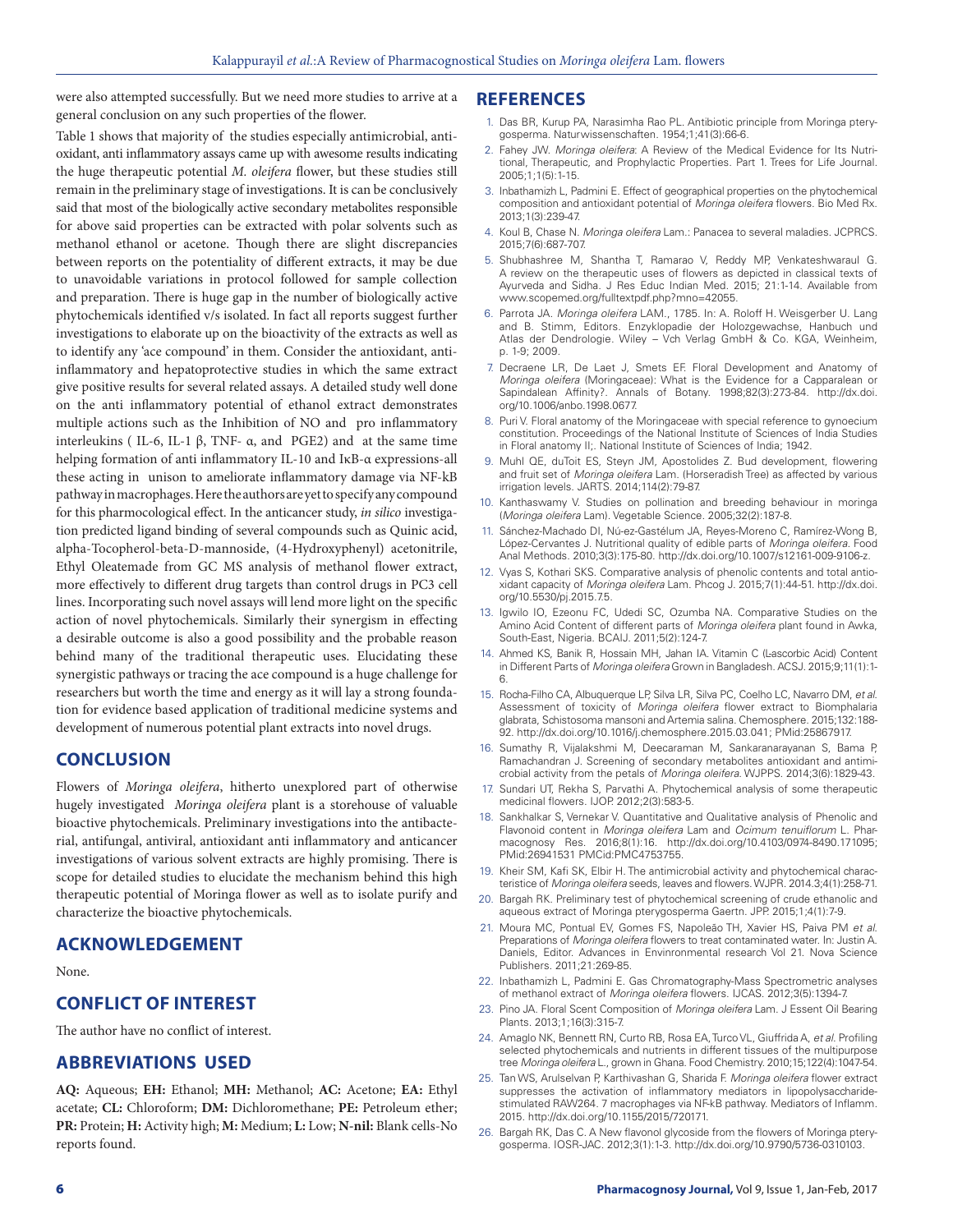were also attempted successfully. But we need more studies to arrive at a general conclusion on any such properties of the flower.

Table 1 shows that majority of the studies especially antimicrobial, antioxidant, anti inflammatory assays came up with awesome results indicating the huge therapeutic potential *M. oleifera* flower, but these studies still remain in the preliminary stage of investigations. It is can be conclusively said that most of the biologically active secondary metabolites responsible for above said properties can be extracted with polar solvents such as methanol ethanol or acetone. Though there are slight discrepancies between reports on the potentiality of different extracts, it may be due to unavoidable variations in protocol followed for sample collection and preparation. There is huge gap in the number of biologically active phytochemicals identified v/s isolated. In fact all reports suggest further investigations to elaborate up on the bioactivity of the extracts as well as to identify any 'ace compound' in them. Consider the antioxidant, anti-inflammatory and hepatoprotective studies in which the same extract give positive results for several related assays. A detailed study well done on the anti inflammatory potential of ethanol extract demonstrates multiple actions such as the Inhibition of NO and pro inflammatory interleukins ( IL-6, IL-1 β, TNF- α, and PGE2) and at the same time helping formation of anti inflammatory IL-10 and IκB-α expressions-all these acting in unison to ameliorate inflammatory damage via NF-kB pathway in macrophages. Here the authors are yet to specify any compound for this pharmocological effect. In the anticancer study, *in silico* investigation predicted ligand binding of several compounds such as Quinic acid, alpha-Tocopherol-beta-D-mannoside, (4-Hydroxyphenyl) acetonitrile, Ethyl Oleatemade from GC MS analysis of methanol flower extract, more effectively to different drug targets than control drugs in PC3 cell lines. Incorporating such novel assays will lend more light on the specific action of novel phytochemicals. Similarly their synergism in effecting a desirable outcome is also a good possibility and the probable reason behind many of the traditional therapeutic uses. Elucidating these synergistic pathways or tracing the ace compound is a huge challenge for researchers but worth the time and energy as it will lay a strong foundation for evidence based application of traditional medicine systems and development of numerous potential plant extracts into novel drugs.

## CONCLUSION

Flowers of *Moringa oleifera*, hitherto unexplored part of otherwise hugely investigated *Moringa oleifera* plant is a storehouse of valuable bioactive phytochemicals. Preliminary investigations into the antibacterial, antifungal, antiviral, antioxidant anti inflammatory and anticancer investigations of various solvent extracts are highly promising. There is scope for detailed studies to elucidate the mechanism behind this high therapeutic potential of Moringa flower as well as to isolate purify and characterize the bioactive phytochemicals.

## ACKNOWLEDGEMENT

None.

## CONFLICT OF INTEREST

The author have no conflict of interest.

## ABBREVIATIONS USED

**AQ:** Aqueous; **EH:** Ethanol; **MH:** Methanol; **AC:** Acetone; **EA:** Ethyl acetate; **CL:** Chloroform; **DM:** Dichloromethane; **PE:** Petroleum ether; **PR:** Protein; **H:** Activity high; **M:** Medium; **L:** Low; **N-nil:** Blank cells-No reports found.

## REFERENCES

1. Das BR, Kurup PA, Narasimha Rao PL. Antibiotic principle from Moringa pterygosperma. Naturwissenschaften. 1954;1;41(3):66-6.
2. Fahey JW. *Moringa oleifera*: A Review of the Medical Evidence for Its Nutritional, Therapeutic, and Prophylactic Properties. Part 1. Trees for Life Journal. 2005;1;1(5):1-15.
3. Inbathamizh L, Padmini E. Effect of geographical properties on the phytochemical composition and antioxidant potential of *Moringa oleifera* flowers. Bio Med Rx. 2013;1(3):239-47.
4. Koul B, Chase N. *Moringa oleifera* Lam.: Panacea to several maladies. JCPRCS. 2015;7(6):687-707.
5. Shubhashree M, Shantha T, Ramarao V, Reddy MP, Venkateshwaraul G. A review on the therapeutic uses of flowers as depicted in classical texts of Ayurveda and Sidha. J Res Educ Indian Med. 2015; 21:1-14. Available from www.scopemed.org/fulltextpdf.php?mno=42055.
6. Parrota JA. *Moringa oleifera* LAM., 1785. In: A. Roloff H. Weisgerber U. Lang and B. Stimm, Editors. Enzyklopadie der Holozgewachse, Hanbuch und Atlas der Dendrologie. Wiley – Vch Verlag GmbH & Co. KGA, Weinheim, p. 1-9; 2009.
7. Decraene LR, De Laet J, Smets EF. Floral Development and Anatomy of *Moringa oleifera* (Moringaceae): What is the Evidence for a Capparalean or Sapindalean Affinity?. Annals of Botany. 1998;82(3):273-84. http://dx.doi.org/10.1006/anbo.1998.0677.
8. Puri V. Floral anatomy of the Moringaceae with special reference to gynoecium constitution. Proceedings of the National Institute of Sciences of India Studies in Floral anatomy II;. National Institute of Sciences of India; 1942.
9. Muhl QE, duToit ES, Steyn JM, Apostolides Z. Bud development, flowering and fruit set of *Moringa oleifera* Lam. (Horseradish Tree) as affected by various irrigation levels. JARTS. 2014;114(2):79-87.
10. Kanthaswamy V. Studies on pollination and breeding behaviour in moringa (*Moringa oleifera* Lam). Vegetable Science. 2005;32(2):187-8.
11. Sánchez-Machado DI, Nú-ez-Gastélum JA, Reyes-Moreno C, Ramírez-Wong B, López-Cervantes J. Nutritional quality of edible parts of *Moringa oleifera*. Food Anal Methods. 2010;3(3):175-80. http://dx.doi.org/10.1007/s12161-009-9106-z.
12. Vyas S, Kothari SKS. Comparative analysis of phenolic contents and total antioxidant capacity of *Moringa oleifera* Lam. Phcog J. 2015;7(1):44-51. http://dx.doi.org/10.5530/pj.2015.7.5.
13. Igwilo IO, Ezeonu FC, Udedi SC, Ozumba NA. Comparative Studies on the Amino Acid Content of different parts of *Moringa oleifera* plant found in Awka, South-East, Nigeria. BCAIJ. 2011;5(2):124-7.
14. Ahmed KS, Banik R, Hossain MH, Jahan IA. Vitamin C (Lascorbic Acid) Content in Different Parts of *Moringa oleifera* Grown in Bangladesh. ACSJ. 2015;9;11(1):1-6.
15. Rocha-Filho CA, Albuquerque LP, Silva LR, Silva PC, Coelho LC, Navarro DM, *et al.* Assessment of toxicity of *Moringa oleifera* flower extract to Biomphalaria glabrata, Schistosoma mansoni and Artemia salina. Chemosphere. 2015;132:188-92. http://dx.doi.org/10.1016/j.chemosphere.2015.03.041; PMid:25867917.
16. Sumathy R, Vijalakshmi M, Deecaraman M, Sankaranarayanan S, Bama P, Ramachandran J. Screening of secondary metabolites antioxidant and antimicrobial activity from the petals of *Moringa oleifera*. WJPPS. 2014;3(6):1829-43.
17. Sundari UT, Rekha S, Parvathi A. Phytochemical analysis of some therapeutic medicinal flowers. IJOP. 2012;2(3):583-5.
18. Sankhalkar S, Vernekar V. Quantitative and Qualitative analysis of Phenolic and Flavonoid content in *Moringa oleifera* Lam and *Ocimum tenuiflorum* L. Pharmacognosy Res. 2016;8(1):16. http://dx.doi.org/10.4103/0974-8490.171095; PMid:26941531 PMCid:PMC4753755.
19. Kheir SM, Kafi SK, Elbir H. The antimicrobial activity and phytochemical characteristice of *Moringa oleifera* seeds, leaves and flowers. WJPR. 2014.3;4(1):258-71.
20. Bargah RK. Preliminary test of phytochemical screening of crude ethanolic and aqueous extract of Moringa pterygosperma Gaertn. JPP. 2015;1;4(1):7-9.
21. Moura MC, Pontual EV, Gomes FS, Napoleão TH, Xavier HS, Paiva PM *et al.* Preparations of *Moringa oleifera* flowers to treat contaminated water. In: Justin A. Daniels, Editor. Advances in Envinronmental research Vol 21. Nova Science Publishers. 2011;21:269-85.
22. Inbathamizh L, Padmini E. Gas Chromatography-Mass Spectrometric analyses of methanol extract of *Moringa oleifera* flowers. IJCAS. 2012;3(5):1394-7.
23. Pino JA. Floral Scent Composition of *Moringa oleifera* Lam. J Essent Oil Bearing Plants. 2013;1;16(3):315-7.
24. Amaglo NK, Bennett RN, Curto RB, Rosa EA, Turco VL, Giuffrida A, *et al.* Profiling selected phytochemicals and nutrients in different tissues of the multipurpose tree *Moringa oleifera* L., grown in Ghana. Food Chemistry. 2010;15;122(4):1047-54.
25. Tan WS, Arulselvan P, Karthivashan G, Sharida F. *Moringa oleifera* flower extract suppresses the activation of inflammatory mediators in lipopolysaccharide-stimulated RAW264. 7 macrophages via NF-kB pathway. Mediators of Inflamm. 2015. http://dx.doi.org/10.1155/2015/720171.
26. Bargah RK, Das C. A New flavonol glycoside from the flowers of Moringa pterygosperma. IOSR-JAC. 2012;3(1):1-3. http://dx.doi.org/10.9790/5736-0310103.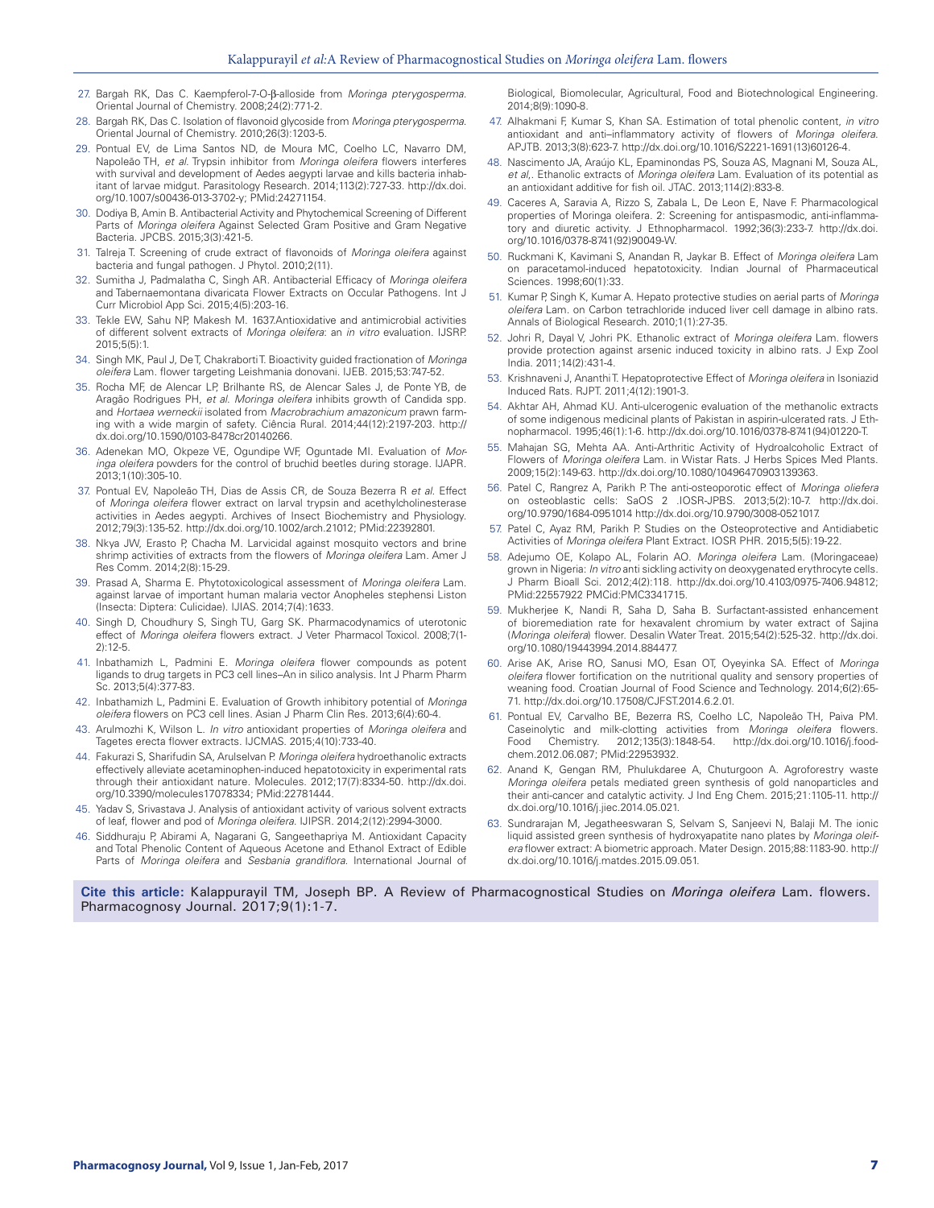27. Bargah RK, Das C. Kaempferol-7-O-β-alloside from *Moringa pterygosperma*. Oriental Journal of Chemistry. 2008;24(2):771-2.
28. Bargah RK, Das C. Isolation of flavonoid glycoside from *Moringa pterygosperma*. Oriental Journal of Chemistry. 2010;26(3):1203-5.
29. Pontual EV, de Lima Santos ND, de Moura MC, Coelho LC, Navarro DM, Napoleão TH, *et al*. Trypsin inhibitor from *Moringa oleifera* flowers interferes with survival and development of Aedes aegypti larvae and kills bacteria inhabitant of larvae midgut. Parasitology Research. 2014;113(2):727-33. http://dx.doi.org/10.1007/s00436-013-3702-y; PMid:24271154.
30. Dodiya B, Amin B. Antibacterial Activity and Phytochemical Screening of Different Parts of *Moringa oleifera* Against Selected Gram Positive and Gram Negative Bacteria. JPCBS. 2015;3(3):421-5.
31. Talreja T. Screening of crude extract of flavonoids of *Moringa oleifera* against bacteria and fungal pathogen. J Phytol. 2010;2(11).
32. Sumitha J, Padmalatha C, Singh AR. Antibacterial Efficacy of *Moringa oleifera* and Tabernaemontana divaricata Flower Extracts on Occular Pathogens. Int J Curr Microbiol App Sci. 2015;4(5):203-16.
33. Tekle EW, Sahu NP, Makesh M. 1637Antioxidative and antimicrobial activities of different solvent extracts of *Moringa oleifera*: an *in vitro* evaluation. IJSRP. 2015;5(5):1.
34. Singh MK, Paul J, De T, Chakraborti T. Bioactivity guided fractionation of *Moringa oleifera* Lam. flower targeting Leishmania donovani. IJEB. 2015;53:747-52.
35. Rocha MF, de Alencar LP, Brilhante RS, de Alencar Sales J, de Ponte YB, de Aragão Rodrigues PH, *et al*. *Moringa oleifera* inhibits growth of Candida spp. and *Hortaea werneckii* isolated from *Macrobrachium amazonicum* prawn farming with a wide margin of safety. Ciência Rural. 2014;44(12):2197-203. http://dx.doi.org/10.1590/0103-8478cr20140266.
36. Adenekan MO, Okpeze VE, Ogundipe WF, Oguntade MI. Evaluation of *Moringa oleifera* powders for the control of bruchid beetles during storage. IJAPR. 2013;1(10):305-10.
37. Pontual EV, Napoleão TH, Dias de Assis CR, de Souza Bezerra R *et al*. Effect of *Moringa oleifera* flower extract on larval trypsin and acethylcholinesterase activities in Aedes aegypti. Archives of Insect Biochemistry and Physiology. 2012;79(3):135-52. http://dx.doi.org/10.1002/arch.21012; PMid:22392801.
38. Nkya JW, Erasto P, Chacha M. Larvicidal against mosquito vectors and brine shrimp activities of extracts from the flowers of *Moringa oleifera* Lam. Amer J Res Comm. 2014;2(8):15-29.
39. Prasad A, Sharma E. Phytotoxicological assessment of *Moringa oleifera* Lam. against larvae of important human malaria vector Anopheles stephensi Liston (Insecta: Diptera: Culicidae). IJIAS. 2014;7(4):1633.
40. Singh D, Choudhury S, Singh TU, Garg SK. Pharmacodynamics of uterotonic effect of *Moringa oleifera* flowers extract. J Veter Pharmacol Toxicol. 2008;7(1-2):12-5.
41. Inbathamizh L, Padmini E. *Moringa oleifera* flower compounds as potent ligands to drug targets in PC3 cell lines–An in silico analysis. Int J Pharm Pharm Sc. 2013;5(4):377-83.
42. Inbathamizh L, Padmini E. Evaluation of Growth inhibitory potential of *Moringa oleifera* flowers on PC3 cell lines. Asian J Pharm Clin Res. 2013;6(4):60-4.
43. Arulmozhi K, Wilson L. *In vitro* antioxidant properties of *Moringa oleifera* and Tagetes erecta flower extracts. IJCMAS. 2015;4(10):733-40.
44. Fakurazi S, Sharifudin SA, Arulselvan P. *Moringa oleifera* hydroethanolic extracts effectively alleviate acetaminophen-induced hepatotoxicity in experimental rats through their antioxidant nature. Molecules. 2012;17(7):8334-50. http://dx.doi.org/10.3390/molecules17078334; PMid:22781444.
45. Yadav S, Srivastava J. Analysis of antioxidant activity of various solvent extracts of leaf, flower and pod of *Moringa oleifera*. IJIPSR. 2014;2(12):2994-3000.
46. Siddhuraju P, Abirami A, Nagarani G, Sangeethapriya M. Antioxidant Capacity and Total Phenolic Content of Aqueous Acetone and Ethanol Extract of Edible Parts of *Moringa oleifera* and *Sesbania grandiflora*. International Journal of Biological, Biomolecular, Agricultural, Food and Biotechnological Engineering. 2014;8(9):1090-8.
47. Alhakmani F, Kumar S, Khan SA. Estimation of total phenolic content, *in vitro* antioxidant and anti–inflammatory activity of flowers of *Moringa oleifera*. APJTB. 2013;3(8):623-7. http://dx.doi.org/10.1016/S2221-1691(13)60126-4.
48. Nascimento JA, Araújo KL, Epaminondas PS, Souza AS, Magnani M, Souza AL, *et al*,. Ethanolic extracts of *Moringa oleifera* Lam. Evaluation of its potential as an antioxidant additive for fish oil. JTAC. 2013;114(2):833-8.
49. Caceres A, Saravia A, Rizzo S, Zabala L, De Leon E, Nave F. Pharmacological properties of Moringa oleifera. 2: Screening for antispasmodic, anti-inflammatory and diuretic activity. J Ethnopharmacol. 1992;36(3):233-7. http://dx.doi.org/10.1016/0378-8741(92)90049-W.
50. Ruckmani K, Kavimani S, Anandan R, Jaykar B. Effect of *Moringa oleifera* Lam on paracetamol-induced hepatotoxicity. Indian Journal of Pharmaceutical Sciences. 1998;60(1):33.
51. Kumar P, Singh K, Kumar A. Hepato protective studies on aerial parts of *Moringa oleifera* Lam. on Carbon tetrachloride induced liver cell damage in albino rats. Annals of Biological Research. 2010;1(1):27-35.
52. Johri R, Dayal V, Johri PK. Ethanolic extract of *Moringa oleifera* Lam. flowers provide protection against arsenic induced toxicity in albino rats. J Exp Zool India. 2011;14(2):431-4.
53. Krishnaveni J, Ananthi T. Hepatoprotective Effect of *Moringa oleifera* in Isoniazid Induced Rats. RJPT. 2011;4(12):1901-3.
54. Akhtar AH, Ahmad KU. Anti-ulcerogenic evaluation of the methanolic extracts of some indigenous medicinal plants of Pakistan in aspirin-ulcerated rats. J Ethnopharmacol. 1995;46(1):1-6. http://dx.doi.org/10.1016/0378-8741(94)01220-T.
55. Mahajan SG, Mehta AA. Anti-Arthritic Activity of Hydroalcoholic Extract of Flowers of *Moringa oleifera* Lam. in Wistar Rats. J Herbs Spices Med Plants. 2009;15(2):149-63. http://dx.doi.org/10.1080/10496470903139363.
56. Patel C, Rangrez A, Parikh P. The anti-osteoporotic effect of *Moringa oliefera* on osteoblastic cells: SaOS 2 .IOSR-JPBS. 2013;5(2):10-7. http://dx.doi.org/10.9790/1684-0951014 http://dx.doi.org/10.9790/3008-0521017.
57. Patel C, Ayaz RM, Parikh P. Studies on the Osteoprotective and Antidiabetic Activities of *Moringa oleifera* Plant Extract. IOSR PHR. 2015;5(5):19-22.
58. Adejumo OE, Kolapo AL, Folarin AO. *Moringa oleifera* Lam. (Moringaceae) grown in Nigeria: *In vitro* anti sickling activity on deoxygenated erythrocyte cells. J Pharm Bioall Sci. 2012;4(2):118. http://dx.doi.org/10.4103/0975-7406.94812; PMid:22557922 PMCid:PMC3341715.
59. Mukherjee K, Nandi R, Saha D, Saha B. Surfactant-assisted enhancement of bioremediation rate for hexavalent chromium by water extract of Sajina (*Moringa oleifera*) flower. Desalin Water Treat. 2015;54(2):525-32. http://dx.doi.org/10.1080/19443994.2014.884477.
60. Arise AK, Arise RO, Sanusi MO, Esan OT, Oyeyinka SA. Effect of *Moringa oleifera* flower fortification on the nutritional quality and sensory properties of weaning food. Croatian Journal of Food Science and Technology. 2014;6(2):65-71. http://dx.doi.org/10.17508/CJFST.2014.6.2.01.
61. Pontual EV, Carvalho BE, Bezerra RS, Coelho LC, Napoleão TH, Paiva PM. Caseinolytic and milk-clotting activities from *Moringa oleifera* flowers. Food Chemistry. 2012;135(3):1848-54. http://dx.doi.org/10.1016/j.foodchem.2012.06.087; PMid:22953932.
62. Anand K, Gengan RM, Phulukdaree A, Chuturgoon A. Agroforestry waste *Moringa oleifera* petals mediated green synthesis of gold nanoparticles and their anti-cancer and catalytic activity. J Ind Eng Chem. 2015;21:1105-11. http://dx.doi.org/10.1016/j.jiec.2014.05.021.
63. Sundrarajan M, Jegatheeswaran S, Selvam S, Sanjeevi N, Balaji M. The ionic liquid assisted green synthesis of hydroxyapatite nano plates by *Moringa oleifera* flower extract: A biometric approach. Mater Design. 2015;88:1183-90. http://dx.doi.org/10.1016/j.matdes.2015.09.051.

**Cite this article:** Kalappurayil TM, Joseph BP. A Review of Pharmacognostical Studies on *Moringa oleifera* Lam. flowers. Pharmacognosy Journal. 2017;9(1):1-7.